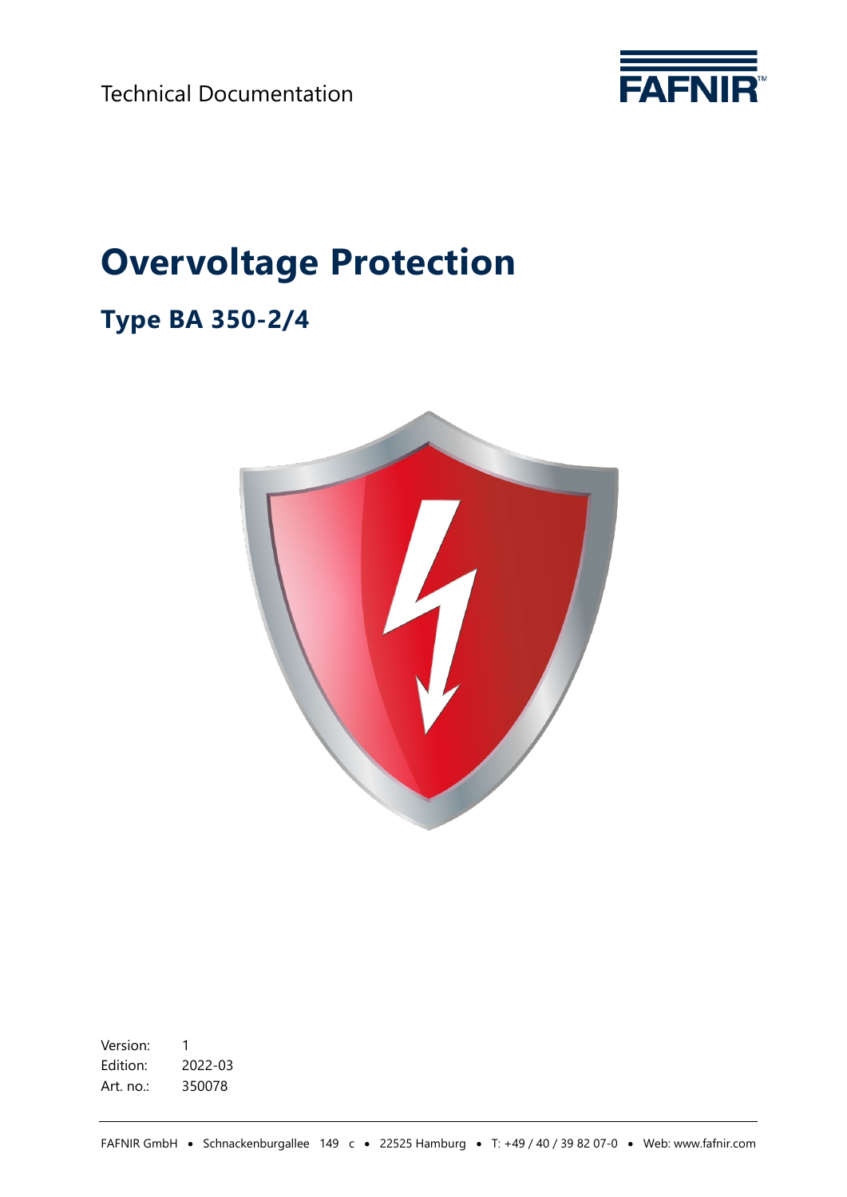Technical Documentation

# Overvoltage Protection

## Type BA 350-2/4

Version: 1
Edition: 2022-03
Art. no.: 350078

FAFNIR GmbH • Schnackenburgallee 149 c • 22525 Hamburg • T: +49 / 40 / 39 82 07-0 • Web: www.fafnir.com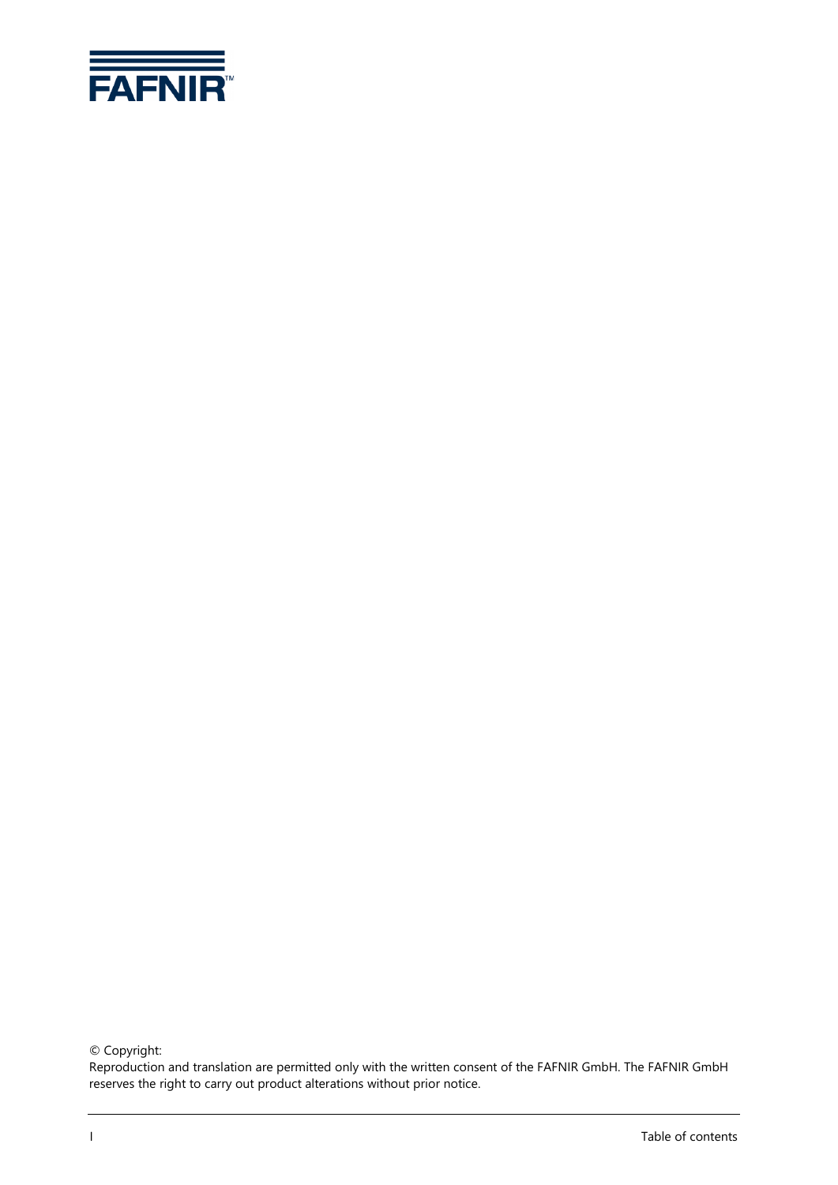© Copyright:
Reproduction and translation are permitted only with the written consent of the FAFNIR GmbH. The FAFNIR GmbH reserves the right to carry out product alterations without prior notice.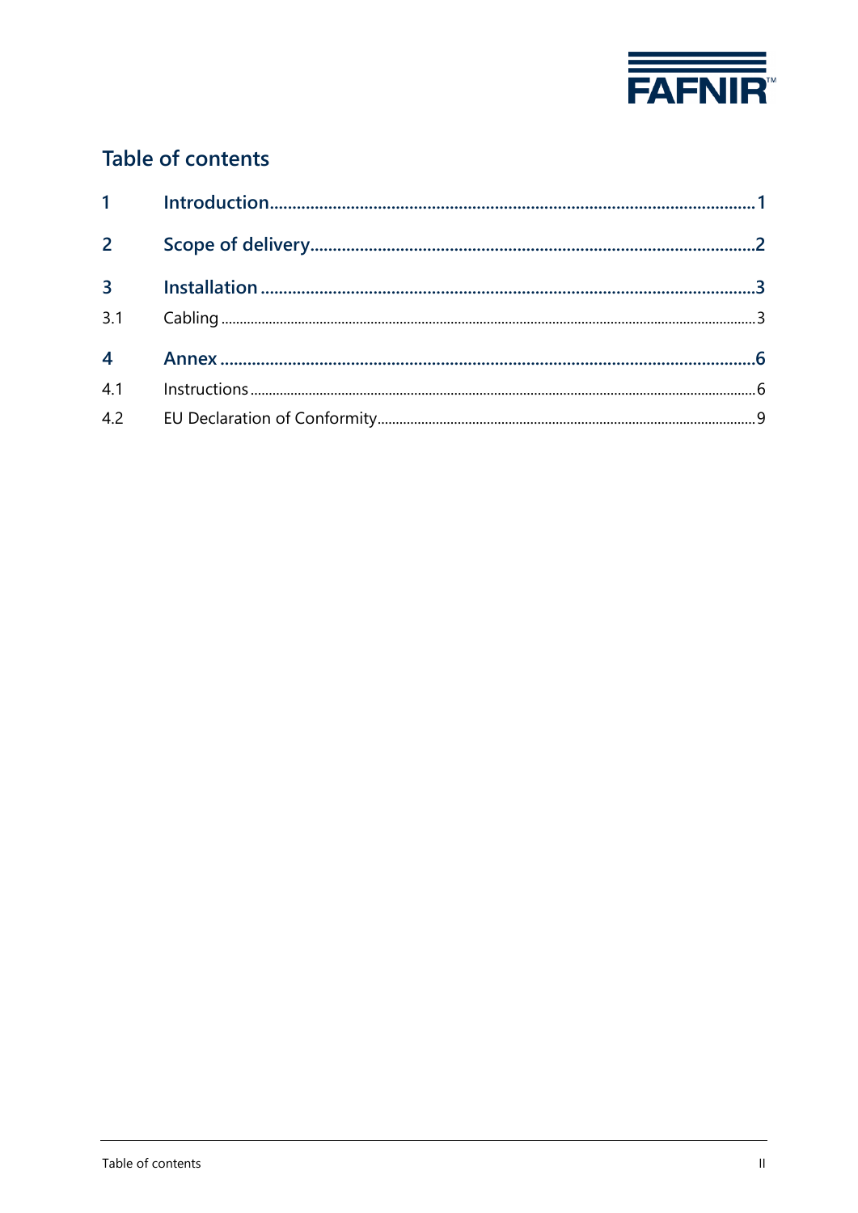# Table of contents

**1 Introduction** .......... 1

**2 Scope of delivery** .......... 2

**3 Installation** .......... 3

3.1 Cabling .......... 3

**4 Annex** .......... 6

4.1 Instructions .......... 6

4.2 EU Declaration of Conformity .......... 9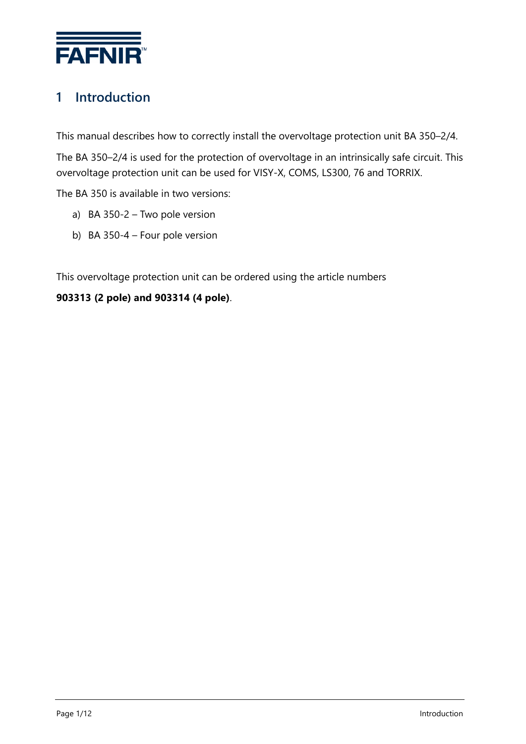# 1 Introduction

This manual describes how to correctly install the overvoltage protection unit BA 350–2/4.

The BA 350–2/4 is used for the protection of overvoltage in an intrinsically safe circuit. This overvoltage protection unit can be used for VISY-X, COMS, LS300, 76 and TORRIX.

The BA 350 is available in two versions:

a) BA 350-2 – Two pole version
b) BA 350-4 – Four pole version

This overvoltage protection unit can be ordered using the article numbers

**903313 (2 pole) and 903314 (4 pole)**.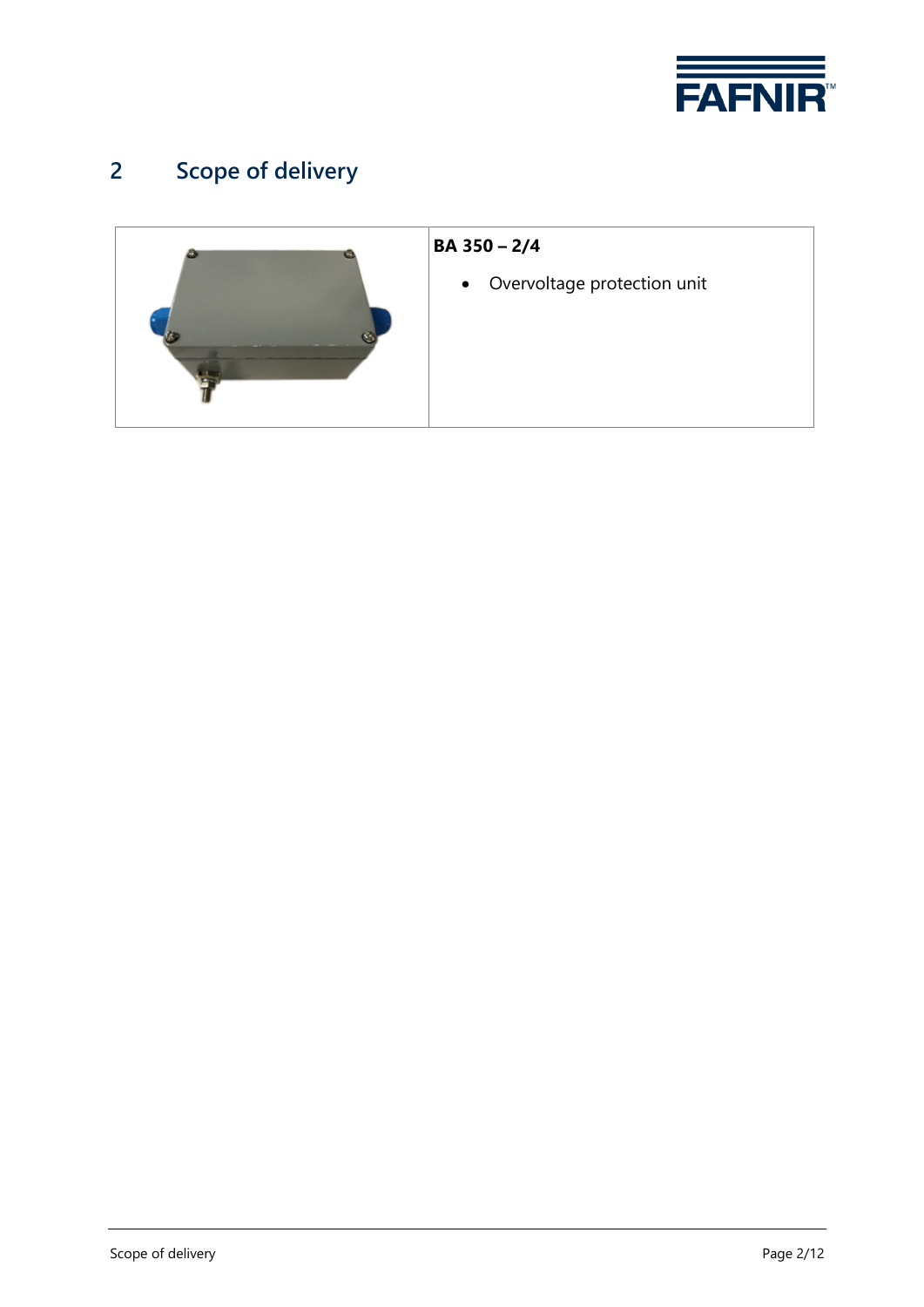## 2 Scope of delivery

| | **BA 350 – 2/4** |
|---|---|
| | • Overvoltage protection unit |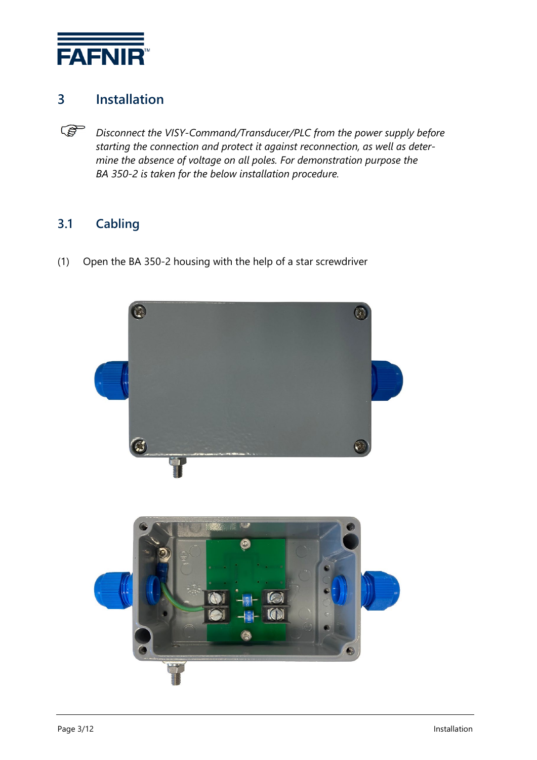# 3 Installation

☞ *Disconnect the VISY-Command/Transducer/PLC from the power supply before starting the connection and protect it against reconnection, as well as determine the absence of voltage on all poles. For demonstration purpose the BA 350-2 is taken for the below installation procedure.*

## 3.1 Cabling

(1) Open the BA 350-2 housing with the help of a star screwdriver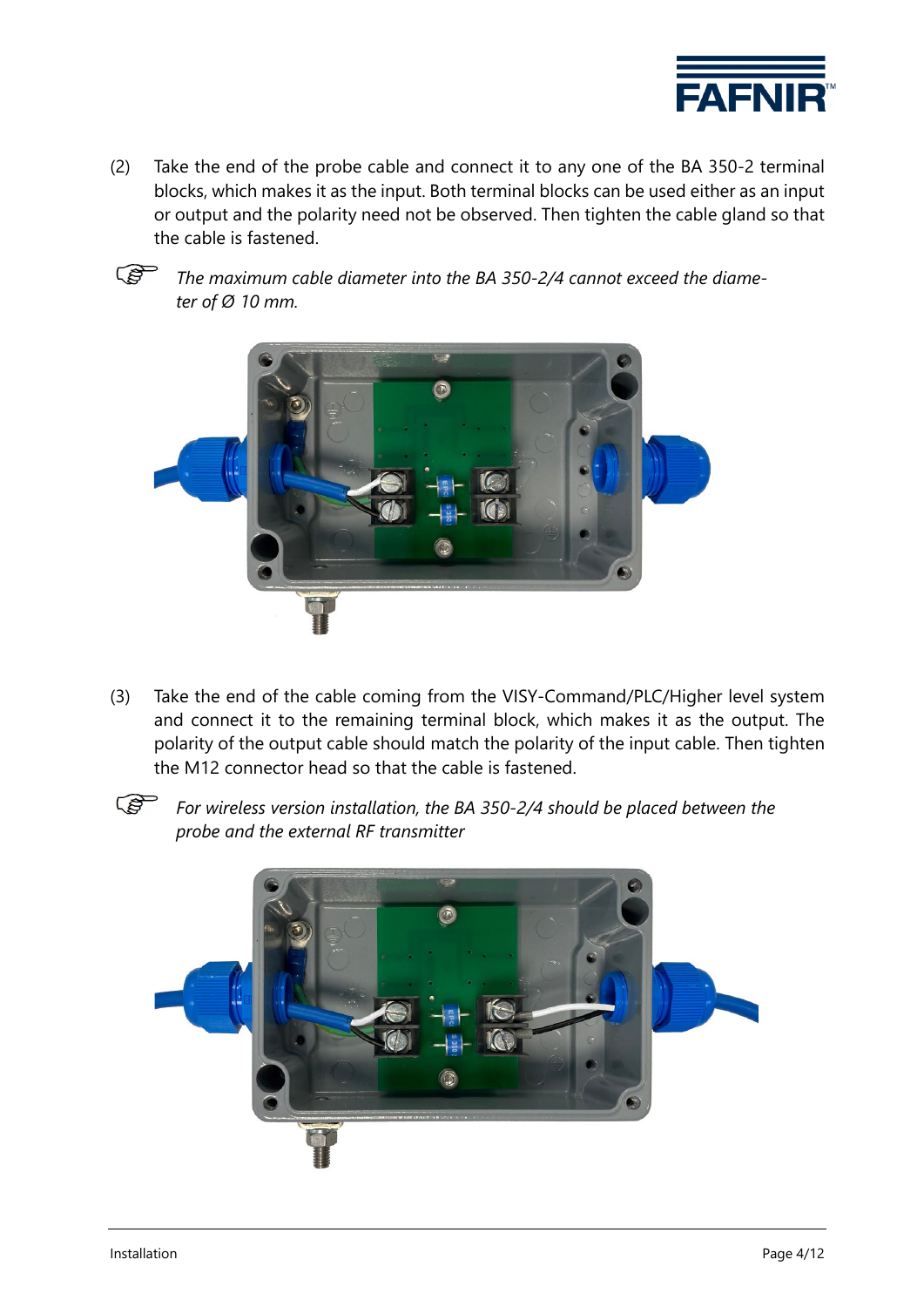(2) Take the end of the probe cable and connect it to any one of the BA 350-2 terminal blocks, which makes it as the input. Both terminal blocks can be used either as an input or output and the polarity need not be observed. Then tighten the cable gland so that the cable is fastened.

☞ *The maximum cable diameter into the BA 350-2/4 cannot exceed the diameter of Ø 10 mm.*

(3) Take the end of the cable coming from the VISY-Command/PLC/Higher level system and connect it to the remaining terminal block, which makes it as the output. The polarity of the output cable should match the polarity of the input cable. Then tighten the M12 connector head so that the cable is fastened.

☞ *For wireless version installation, the BA 350-2/4 should be placed between the probe and the external RF transmitter*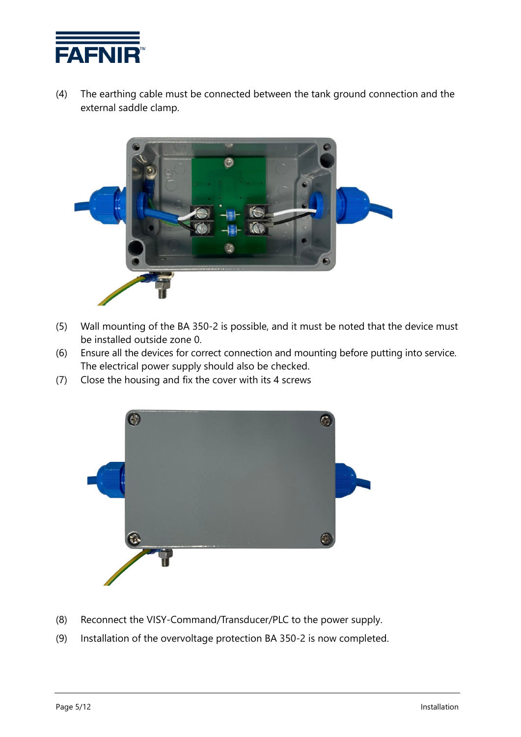(4) The earthing cable must be connected between the tank ground connection and the external saddle clamp.

(5) Wall mounting of the BA 350-2 is possible, and it must be noted that the device must be installed outside zone 0.

(6) Ensure all the devices for correct connection and mounting before putting into service. The electrical power supply should also be checked.

(7) Close the housing and fix the cover with its 4 screws

(8) Reconnect the VISY-Command/Transducer/PLC to the power supply.

(9) Installation of the overvoltage protection BA 350-2 is now completed.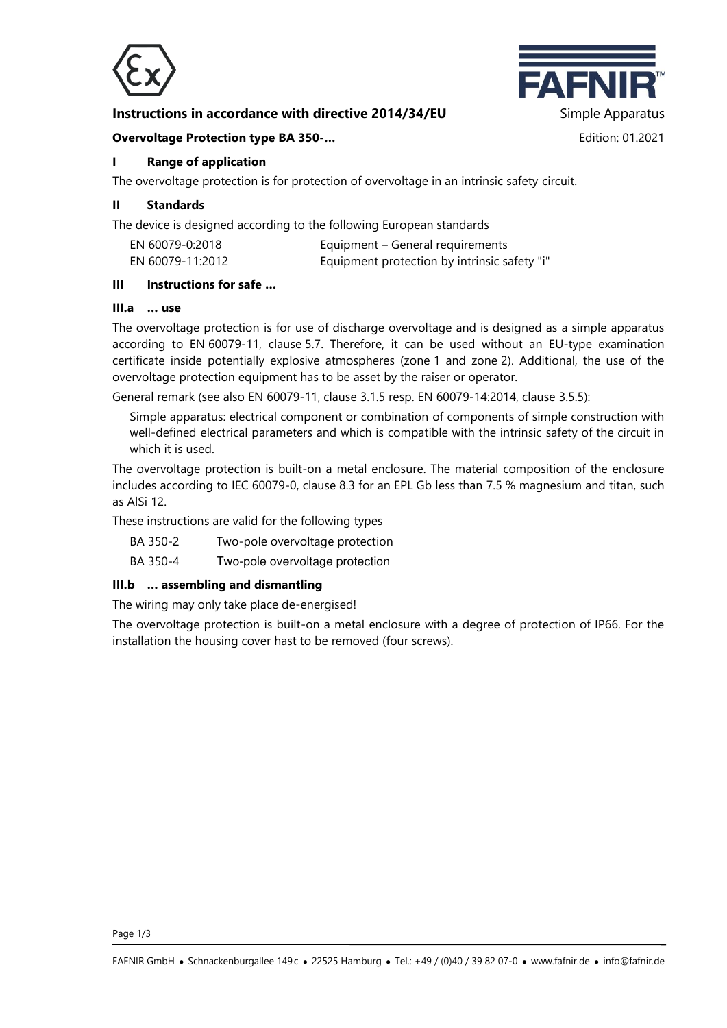**Instructions in accordance with directive 2014/34/EU** Simple Apparatus

**Overvoltage Protection type BA 350-...** Edition: 01.2021

## I Range of application

The overvoltage protection is for protection of overvoltage in an intrinsic safety circuit.

## II Standards

The device is designed according to the following European standards

| | |
|---|---|
| EN 60079-0:2018 | Equipment – General requirements |
| EN 60079-11:2012 | Equipment protection by intrinsic safety "i" |

## III Instructions for safe ...

### III.a ... use

The overvoltage protection is for use of discharge overvoltage and is designed as a simple apparatus according to EN 60079-11, clause 5.7. Therefore, it can be used without an EU-type examination certificate inside potentially explosive atmospheres (zone 1 and zone 2). Additional, the use of the overvoltage protection equipment has to be asset by the raiser or operator.

General remark (see also EN 60079-11, clause 3.1.5 resp. EN 60079-14:2014, clause 3.5.5):

> Simple apparatus: electrical component or combination of components of simple construction with well-defined electrical parameters and which is compatible with the intrinsic safety of the circuit in which it is used.

The overvoltage protection is built-on a metal enclosure. The material composition of the enclosure includes according to IEC 60079-0, clause 8.3 for an EPL Gb less than 7.5 % magnesium and titan, such as AlSi 12.

These instructions are valid for the following types

| | |
|---|---|
| BA 350-2 | Two-pole overvoltage protection |
| BA 350-4 | Two-pole overvoltage protection |

### III.b ... assembling and dismantling

The wiring may only take place de-energised!

The overvoltage protection is built-on a metal enclosure with a degree of protection of IP66. For the installation the housing cover hast to be removed (four screws).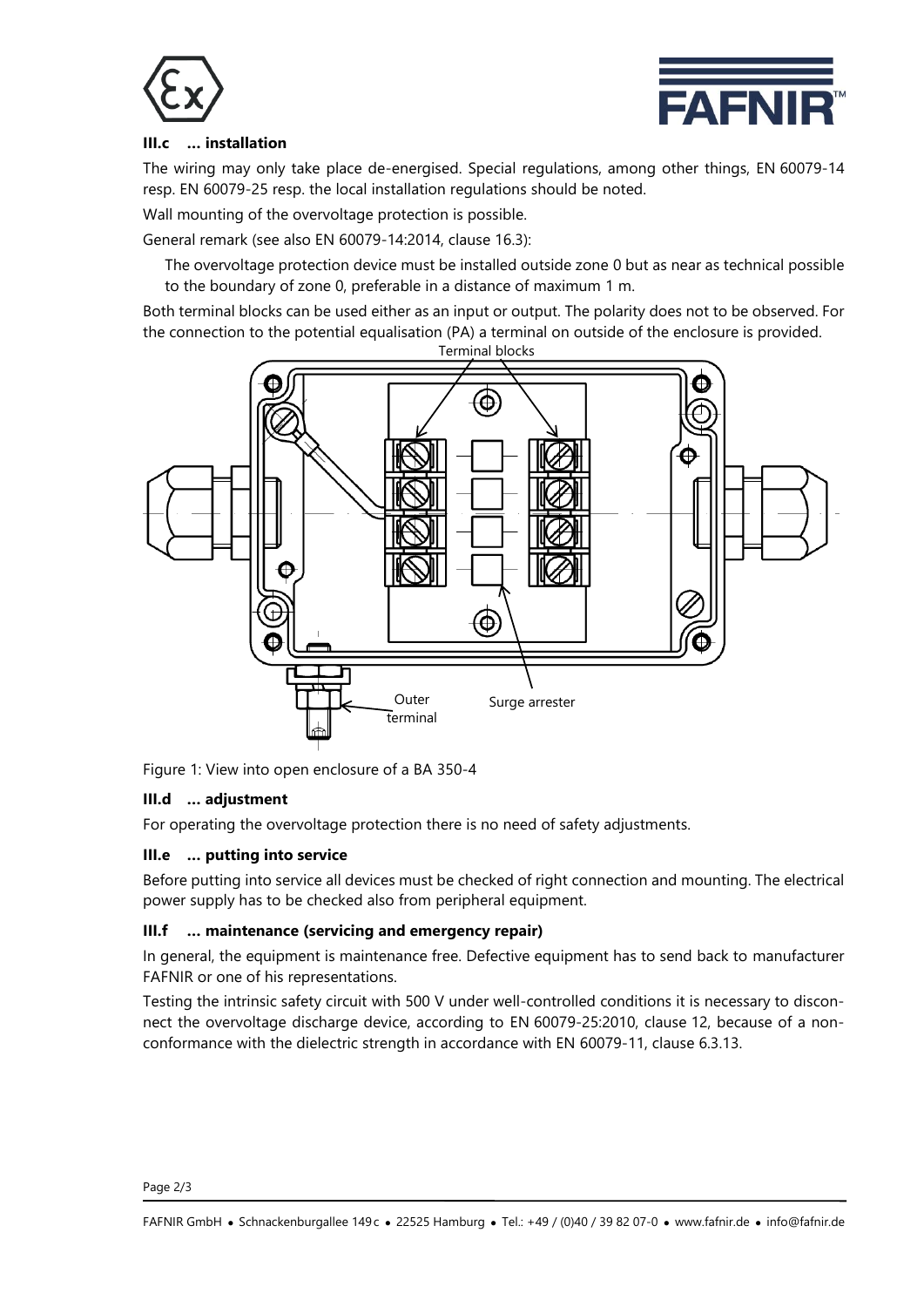### III.c ... installation

The wiring may only take place de-energised. Special regulations, among other things, EN 60079-14 resp. EN 60079-25 resp. the local installation regulations should be noted.

Wall mounting of the overvoltage protection is possible.

General remark (see also EN 60079-14:2014, clause 16.3):

> The overvoltage protection device must be installed outside zone 0 but as near as technical possible to the boundary of zone 0, preferable in a distance of maximum 1 m.

Both terminal blocks can be used either as an input or output. The polarity does not to be observed. For the connection to the potential equalisation (PA) a terminal on outside of the enclosure is provided.

Terminal blocks

Outer terminal

Surge arrester

Figure 1: View into open enclosure of a BA 350-4

### III.d ... adjustment

For operating the overvoltage protection there is no need of safety adjustments.

### III.e ... putting into service

Before putting into service all devices must be checked of right connection and mounting. The electrical power supply has to be checked also from peripheral equipment.

### III.f ... maintenance (servicing and emergency repair)

In general, the equipment is maintenance free. Defective equipment has to send back to manufacturer FAFNIR or one of his representations.

Testing the intrinsic safety circuit with 500 V under well-controlled conditions it is necessary to disconnect the overvoltage discharge device, according to EN 60079-25:2010, clause 12, because of a non-conformance with the dielectric strength in accordance with EN 60079-11, clause 6.3.13.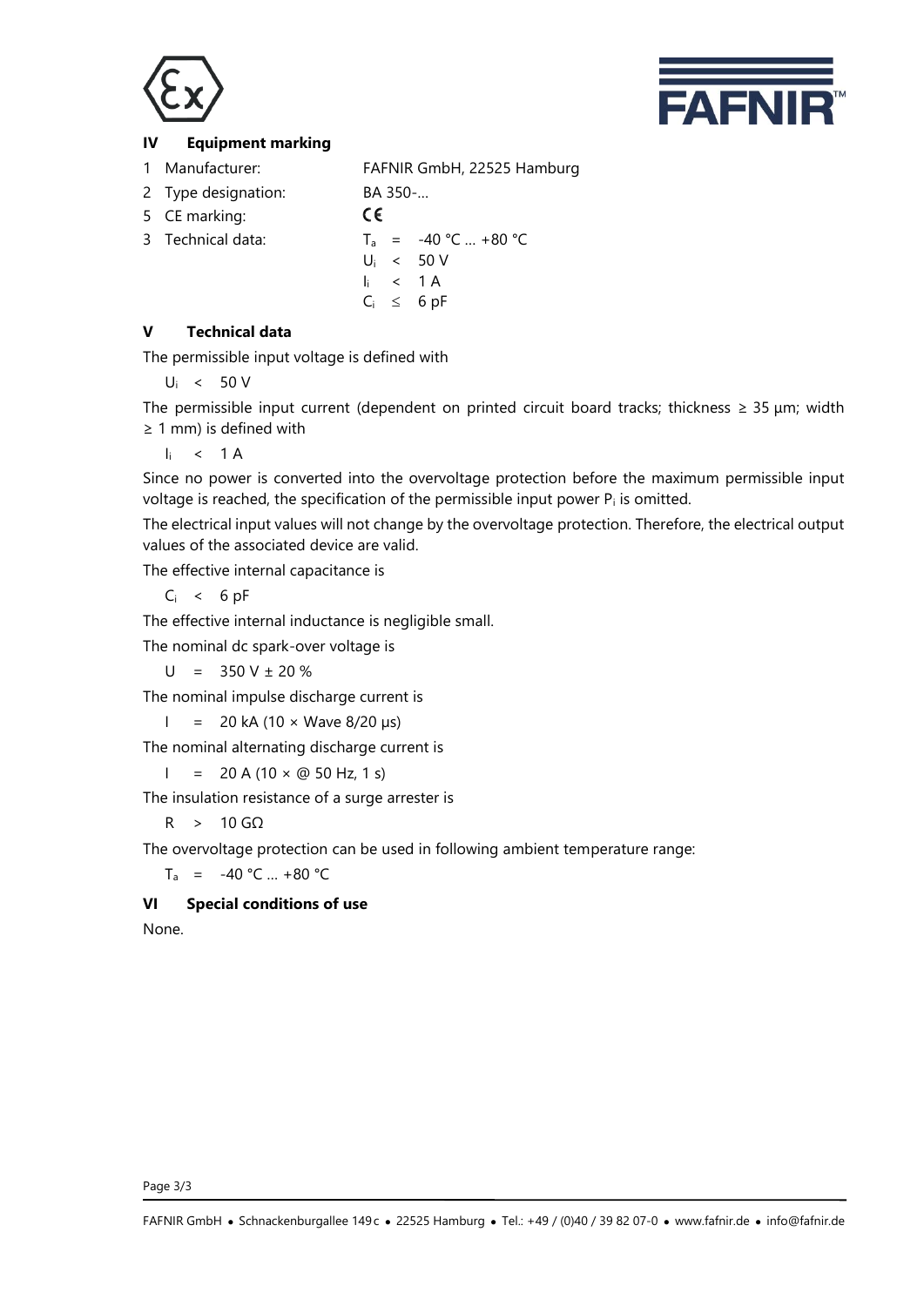## IV Equipment marking

| | | |
|---|---|---|
| 1 | Manufacturer: | FAFNIR GmbH, 22525 Hamburg |
| 2 | Type designation: | BA 350-... |
| 5 | CE marking: | CE |
| 3 | Technical data: | $T_a$ = -40 °C ... +80 °C |
| | | $U_i$ < 50 V |
| | | $I_i$ < 1 A |
| | | $C_i$ ≤ 6 pF |

## V Technical data

The permissible input voltage is defined with

$U_i$ < 50 V

The permissible input current (dependent on printed circuit board tracks; thickness ≥ 35 µm; width ≥ 1 mm) is defined with

$I_i$ < 1 A

Since no power is converted into the overvoltage protection before the maximum permissible input voltage is reached, the specification of the permissible input power $P_i$ is omitted.

The electrical input values will not change by the overvoltage protection. Therefore, the electrical output values of the associated device are valid.

The effective internal capacitance is

$C_i$ < 6 pF

The effective internal inductance is negligible small.

The nominal dc spark-over voltage is

U = 350 V ± 20 %

The nominal impulse discharge current is

I = 20 kA (10 × Wave 8/20 µs)

The nominal alternating discharge current is

I = 20 A (10 × @ 50 Hz, 1 s)

The insulation resistance of a surge arrester is

R > 10 GΩ

The overvoltage protection can be used in following ambient temperature range:

$T_a$ = -40 °C ... +80 °C

## VI Special conditions of use

None.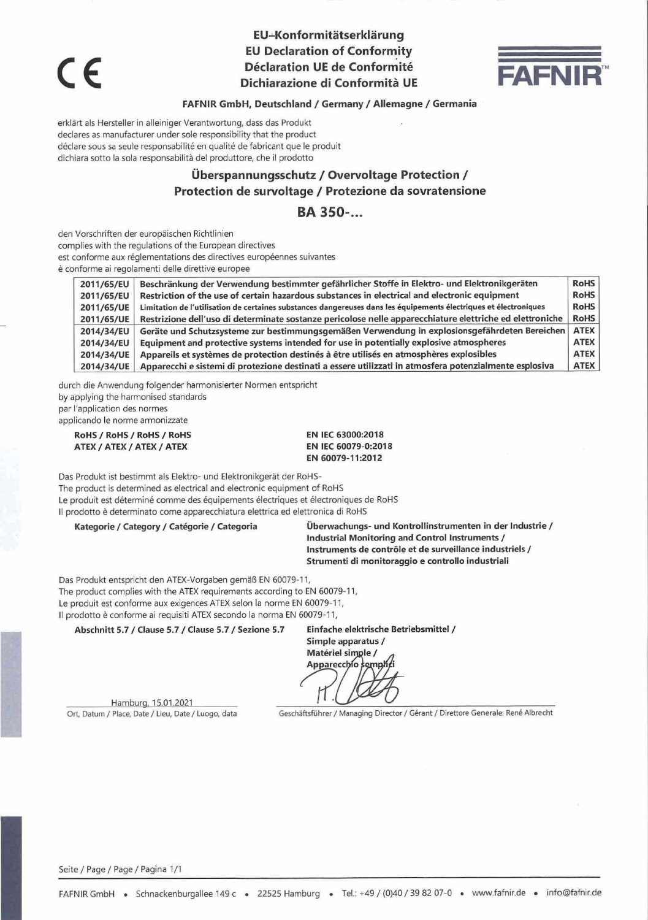# EU–Konformitätserklärung
# EU Declaration of Conformity
# Déclaration UE de Conformité
# Dichiarazione di Conformità UE

**FAFNIR GmbH, Deutschland / Germany / Allemagne / Germania**

erklärt als Hersteller in alleiniger Verantwortung, dass das Produkt
declares as manufacturer under sole responsibility that the product
déclare sous sa seule responsabilité en qualité de fabricant que le produit
dichiara sotto la sola responsabilità del produttore, che il prodotto

## Überspannungsschutz / Overvoltage Protection / Protection de survoltage / Protezione da sovratensione

## BA 350-...

den Vorschriften der europäischen Richtlinien
complies with the regulations of the European directives
est conforme aux réglementations des directives européennes suivantes
è conforme ai regolamenti delle direttive europee

| | | |
|---|---|---|
| 2011/65/EU | Beschränkung der Verwendung bestimmter gefährlicher Stoffe in Elektro- und Elektronikgeräten | RoHS |
| 2011/65/EU | Restriction of the use of certain hazardous substances in electrical and electronic equipment | RoHS |
| 2011/65/UE | Limitation de l'utilisation de certaines substances dangereuses dans les équipements électriques et électroniques | RoHS |
| 2011/65/UE | Restrizione dell'uso di determinate sostanze pericolose nelle apparecchiature elettriche ed elettroniche | RoHS |
| 2014/34/EU | Geräte und Schutzsysteme zur bestimmungsgemäßen Verwendung in explosionsgefährdeten Bereichen | ATEX |
| 2014/34/EU | Equipment and protective systems intended for use in potentially explosive atmospheres | ATEX |
| 2014/34/UE | Appareils et systèmes de protection destinés à être utilisés en atmosphères explosibles | ATEX |
| 2014/34/UE | Apparecchi e sistemi di protezione destinati a essere utilizzati in atmosfera potenzialmente esplosiva | ATEX |

durch die Anwendung folgender harmonisierter Normen entspricht
by applying the harmonised standards
par l'application des normes
applicando le norme armonizzate

| | |
|---|---|
| **RoHS / RoHS / RoHS / RoHS** | **EN IEC 63000:2018** |
| **ATEX / ATEX / ATEX / ATEX** | **EN IEC 60079-0:2018** |
| | **EN 60079-11:2012** |

Das Produkt ist bestimmt als Elektro- und Elektronikgerät der RoHS-
The product is determined as electrical and electronic equipment of RoHS
Le produit est déterminé comme des équipements électriques et électroniques de RoHS
Il prodotto è determinato come apparecchiatura elettrica ed elettronica di RoHS

**Kategorie / Category / Catégorie / Categoria** — **Überwachungs- und Kontrollinstrumenten in der Industrie / Industrial Monitoring and Control Instruments / Instruments de contrôle et de surveillance industriels / Strumenti di monitoraggio e controllo industriali**

Das Produkt entspricht den ATEX-Vorgaben gemäß EN 60079-11,
The product complies with the ATEX requirements according to EN 60079-11,
Le produit est conforme aux exigences ATEX selon la norme EN 60079-11,
Il prodotto è conforme ai requisiti ATEX secondo la norma EN 60079-11,

**Abschnitt 5.7 / Clause 5.7 / Clause 5.7 / Sezione 5.7** — **Einfache elektrische Betriebsmittel / Simple apparatus / Matériel simple / Apparecchio semplici**

Hamburg, 15.01.2021
Ort, Datum / Place, Date / Lieu, Date / Luogo, data

Geschäftsführer / Managing Director / Gérant / Direttore Generale: René Albrecht

Seite / Page / Page / Pagina 1/1

FAFNIR GmbH • Schnackenburgallee 149 c • 22525 Hamburg • Tel.: +49 / (0)40 / 39 82 07-0 • www.fafnir.de • info@fafnir.de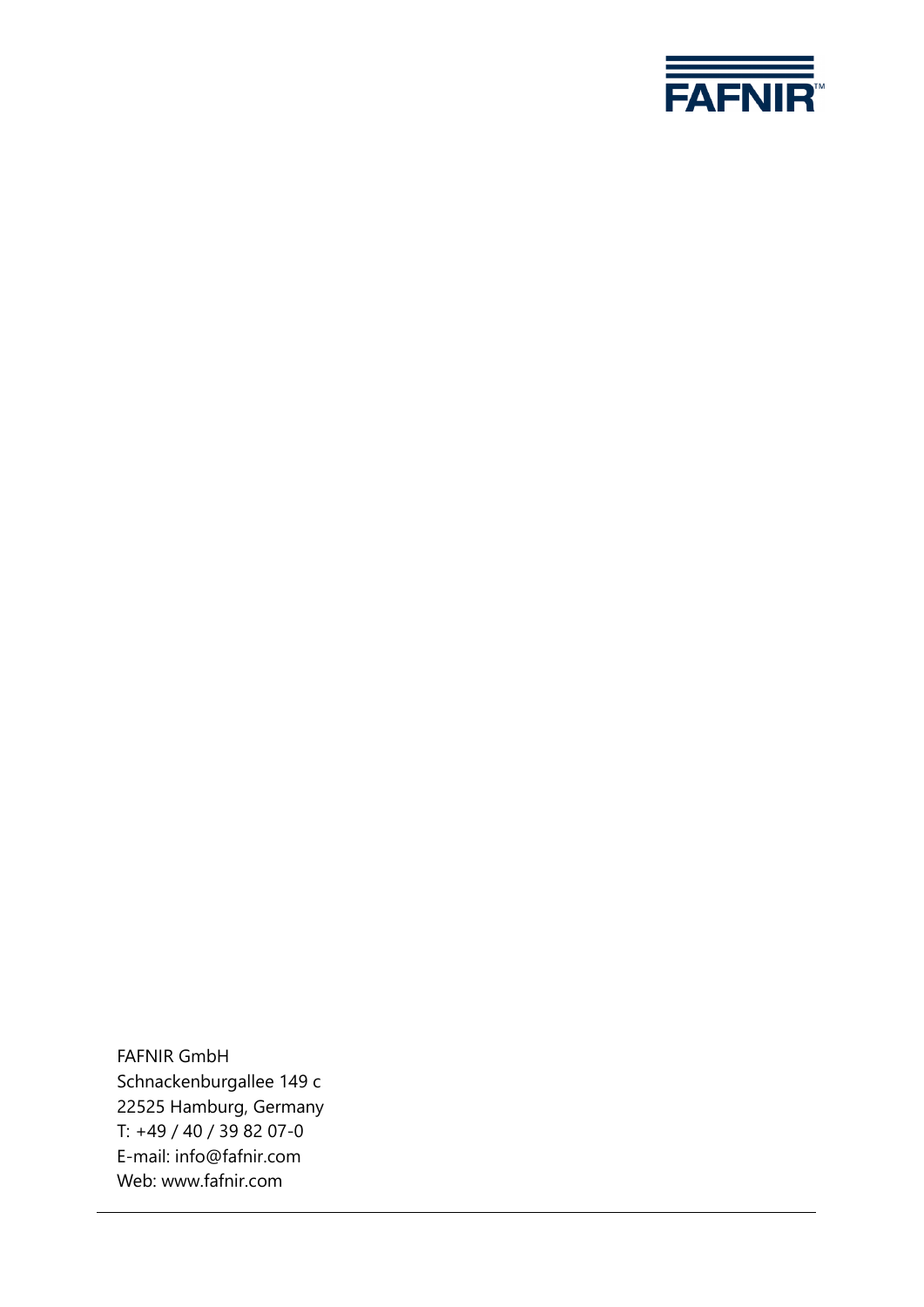FAFNIR GmbH
Schnackenburgallee 149 c
22525 Hamburg, Germany
T: +49 / 40 / 39 82 07-0
E-mail: info@fafnir.com
Web: www.fafnir.com